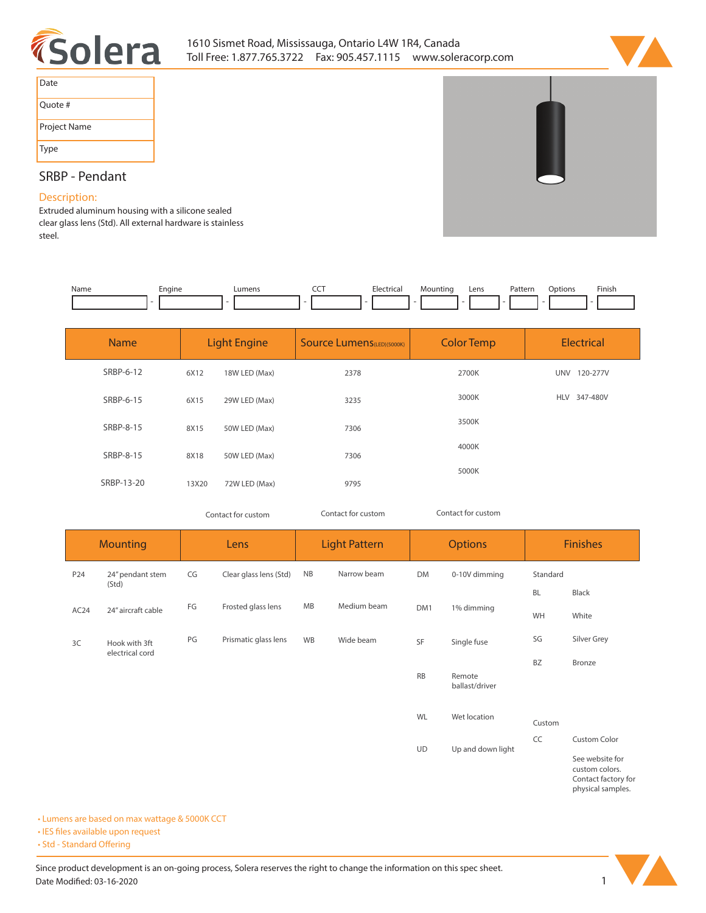# Solera

1610 Sismet Road, Mississauga, Ontario L4W 1R4, Canada
Toll Free: 1.877.765.3722 Fax: 905.457.1115 www.soleracorp.com

| Date | |
|---|---|
| Quote # | |
| Project Name | |
| Type | |

## SRBP - Pendant

**Description:**

Extruded aluminum housing with a silicone sealed clear glass lens (Std). All external hardware is stainless steel.

| Name | Engine | Lumens | CCT | Electrical | Mounting | Lens | Pattern | Options | Finish |
|---|---|---|---|---|---|---|---|---|---|
| | - | - | - | - | - | - | - | - | - |

| Name | Light Engine | | Source Lumens(LED)(5000K) | Color Temp | Electrical | |
|---|---|---|---|---|---|---|
| SRBP-6-12 | 6X12 | 18W LED (Max) | 2378 | 2700K | UNV | 120-277V |
| SRBP-6-15 | 6X15 | 29W LED (Max) | 3235 | 3000K | HLV | 347-480V |
| SRBP-8-15 | 8X15 | 50W LED (Max) | 7306 | 3500K | | |
| SRBP-8-15 | 8X18 | 50W LED (Max) | 7306 | 4000K | | |
| SRBP-13-20 | 13X20 | 72W LED (Max) | 9795 | 5000K | | |
| | Contact for custom | | Contact for custom | Contact for custom | | |

| Mounting | | Lens | | Light Pattern | | Options | | Finishes | |
|---|---|---|---|---|---|---|---|---|---|
| P24 | 24" pendant stem (Std) | CG | Clear glass lens (Std) | NB | Narrow beam | DM | 0-10V dimming | Standard | |
| | | | | | | | | BL | Black |
| AC24 | 24" aircraft cable | FG | Frosted glass lens | MB | Medium beam | DM1 | 1% dimming | WH | White |
| 3C | Hook with 3ft electrical cord | PG | Prismatic glass lens | WB | Wide beam | SF | Single fuse | SG | Silver Grey |
| | | | | | | | | BZ | Bronze |
| | | | | | | RB | Remote ballast/driver | | |
| | | | | | | WL | Wet location | Custom | |
| | | | | | | UD | Up and down light | CC | Custom Color |
| | | | | | | | | | See website for custom colors. Contact factory for physical samples. |

- Lumens are based on max wattage & 5000K CCT
- IES files available upon request
- Std - Standard Offering

Since product development is an on-going process, Solera reserves the right to change the information on this spec sheet.
Date Modified: 03-16-2020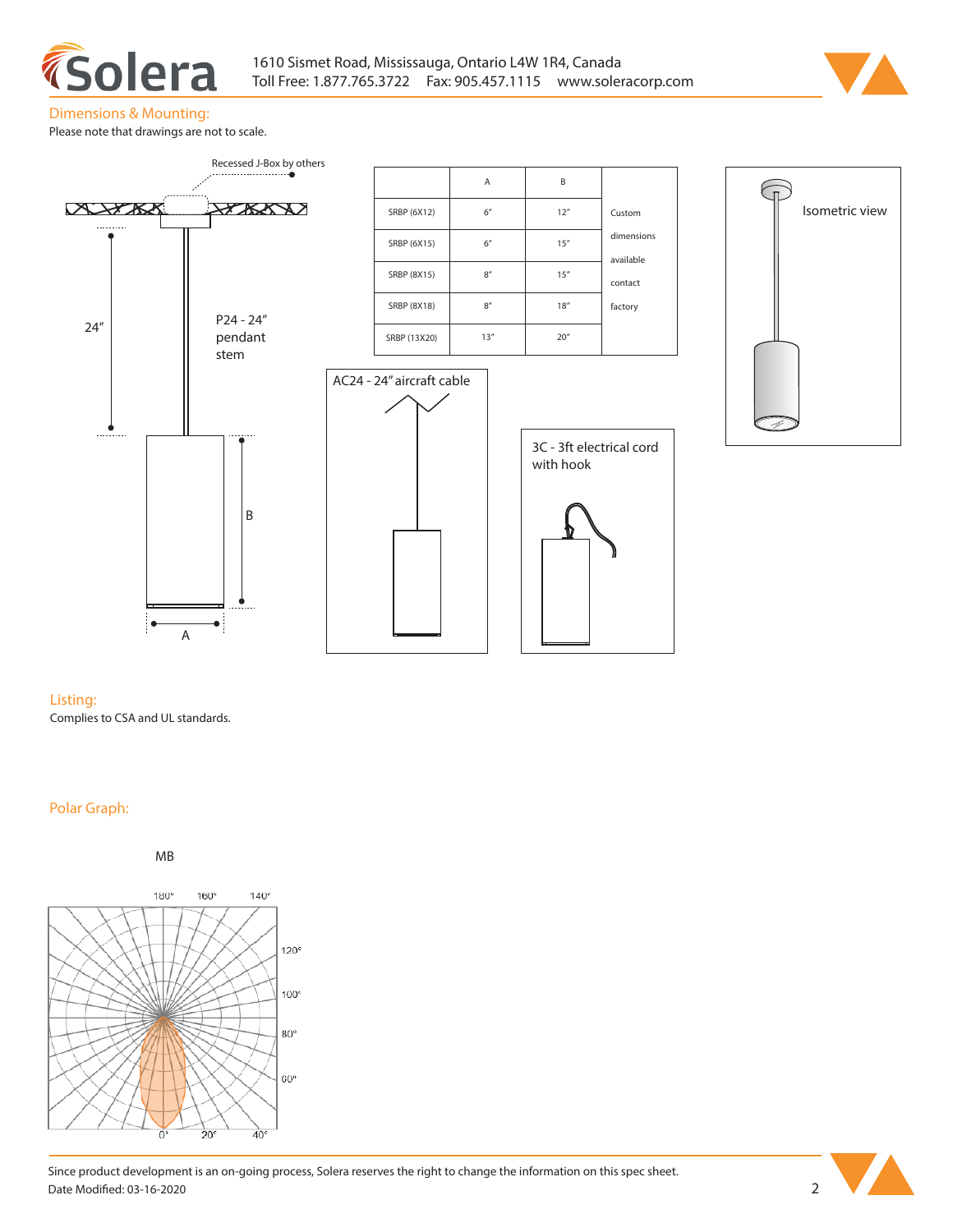## Dimensions & Mounting:

Please note that drawings are not to scale.

Recessed J-Box by others

24"

P24 - 24" pendant stem

B

A

| | A | B | |
|---|---|---|---|
| SRBP (6X12) | 6" | 12" | Custom dimensions available contact factory |
| SRBP (6X15) | 6" | 15" | |
| SRBP (8X15) | 8" | 15" | |
| SRBP (8X18) | 8" | 18" | |
| SRBP (13X20) | 13" | 20" | |

Isometric view

AC24 - 24" aircraft cable

3C - 3ft electrical cord with hook

## Listing:

Complies to CSA and UL standards.

## Polar Graph:

MB

180° 160° 140°

120°

100°

80°

60°

0° 20° 40°

Since product development is an on-going process, Solera reserves the right to change the information on this spec sheet.
Date Modified: 03-16-2020